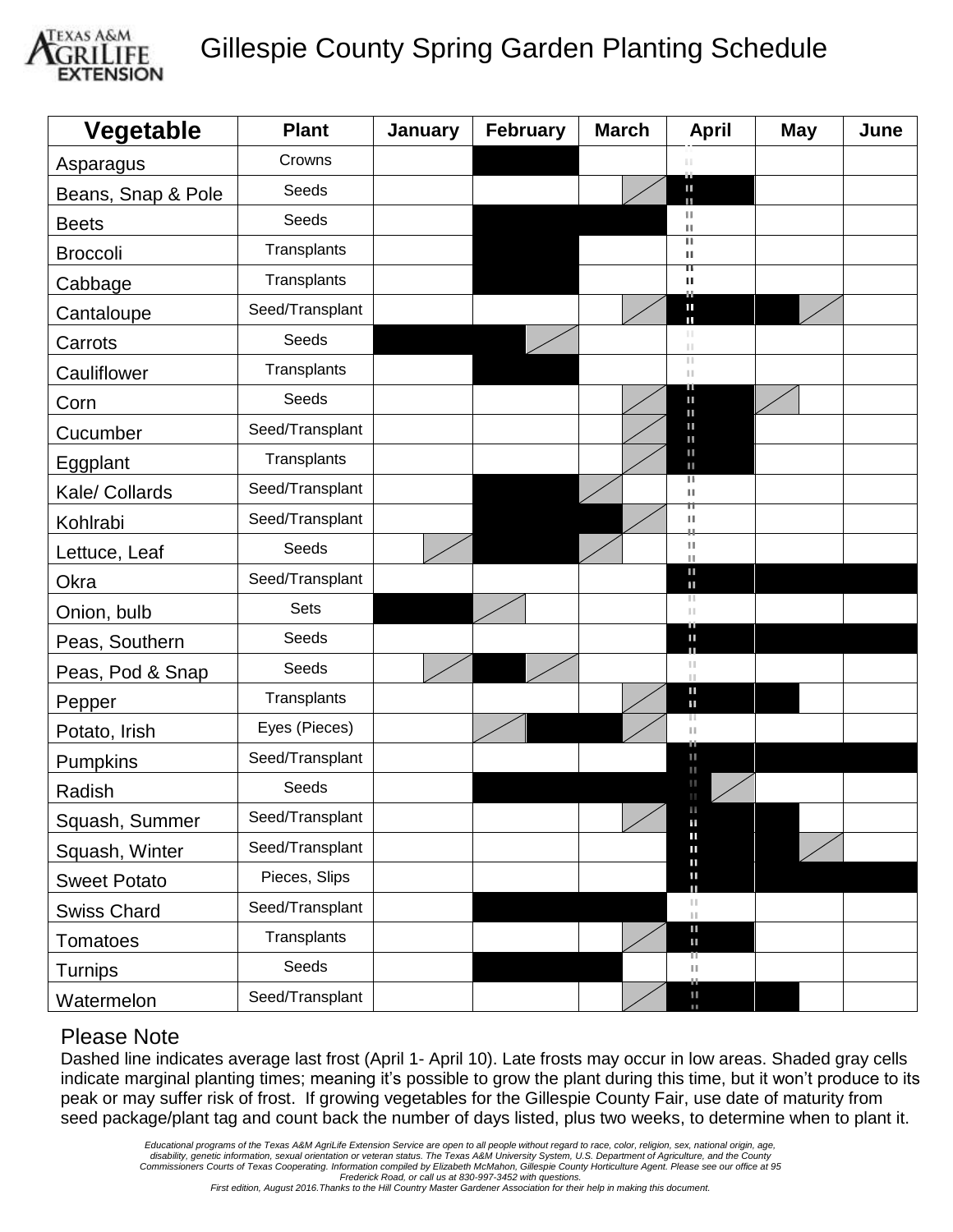# Gillespie County Spring Garden Planting Schedule

| Vegetable | Plant | January | February | March | April | May | June |
|---|---|---|---|---|---|---|---|
| Asparagus | Crowns | | ■■ | | | | |
| Beans, Snap & Pole | Seeds | | | □▨ | ■■ | | |
| Beets | Seeds | | ■■ | ■■ | | | |
| Broccoli | Transplants | | ■■ | | | | |
| Cabbage | Transplants | | ■■ | | | | |
| Cantaloupe | Seed/Transplant | | | □▨ | ■■ | ■▨ | |
| Carrots | Seeds | ■■ | ■▨ | | | | |
| Cauliflower | Transplants | | ■■ | | | | |
| Corn | Seeds | | | □▨ | ■■ | ▨□ | |
| Cucumber | Seed/Transplant | | | □▨ | ■■ | | |
| Eggplant | Transplants | | | □▨ | ■■ | | |
| Kale/ Collards | Seed/Transplant | | ■■ | ▨□ | | | |
| Kohlrabi | Seed/Transplant | | ■■ | ■▨ | | | |
| Lettuce, Leaf | Seeds | □▨ | ■■ | ▨□ | | | |
| Okra | Seed/Transplant | | | | ■■ | ■■ | ■■ |
| Onion, bulb | Sets | ■■ | ▨□ | | | | |
| Peas, Southern | Seeds | | | | ■■ | ■■ | ■■ |
| Peas, Pod & Snap | Seeds | □▨ | ■▨ | | | | |
| Pepper | Transplants | | | □▨ | ■■ | ■□ | |
| Potato, Irish | Eyes (Pieces) | | ▨■ | ■▨ | | | |
| Pumpkins | Seed/Transplant | | | | ■■ | ■■ | ■■ |
| Radish | Seeds | | ■■ | ■■ | ■▨ | | |
| Squash, Summer | Seed/Transplant | | | □▨ | ■■ | ■□ | |
| Squash, Winter | Seed/Transplant | | | | ■■ | ■▨ | |
| Sweet Potato | Pieces, Slips | | | | ■■ | ■■ | ■■ |
| Swiss Chard | Seed/Transplant | | ■■ | ■■ | | | |
| Tomatoes | Transplants | | | □▨ | ■■ | | |
| Turnips | Seeds | | ■■ | ■□ | | | |
| Watermelon | Seed/Transplant | | | □▨ | ■■ | ■□ | |

## Please Note

Dashed line indicates average last frost (April 1- April 10). Late frosts may occur in low areas. Shaded gray cells indicate marginal planting times; meaning it's possible to grow the plant during this time, but it won't produce to its peak or may suffer risk of frost. If growing vegetables for the Gillespie County Fair, use date of maturity from seed package/plant tag and count back the number of days listed, plus two weeks, to determine when to plant it.

*Educational programs of the Texas A&M AgriLife Extension Service are open to all people without regard to race, color, religion, sex, national origin, age, disability, genetic information, sexual orientation or veteran status. The Texas A&M University System, U.S. Department of Agriculture, and the County Commissioners Courts of Texas Cooperating. Information compiled by Elizabeth McMahon, Gillespie County Horticulture Agent. Please see our office at 95 Frederick Road, or call us at 830-997-3452 with questions.*

*First edition, August 2016.Thanks to the Hill Country Master Gardener Association for their help in making this document.*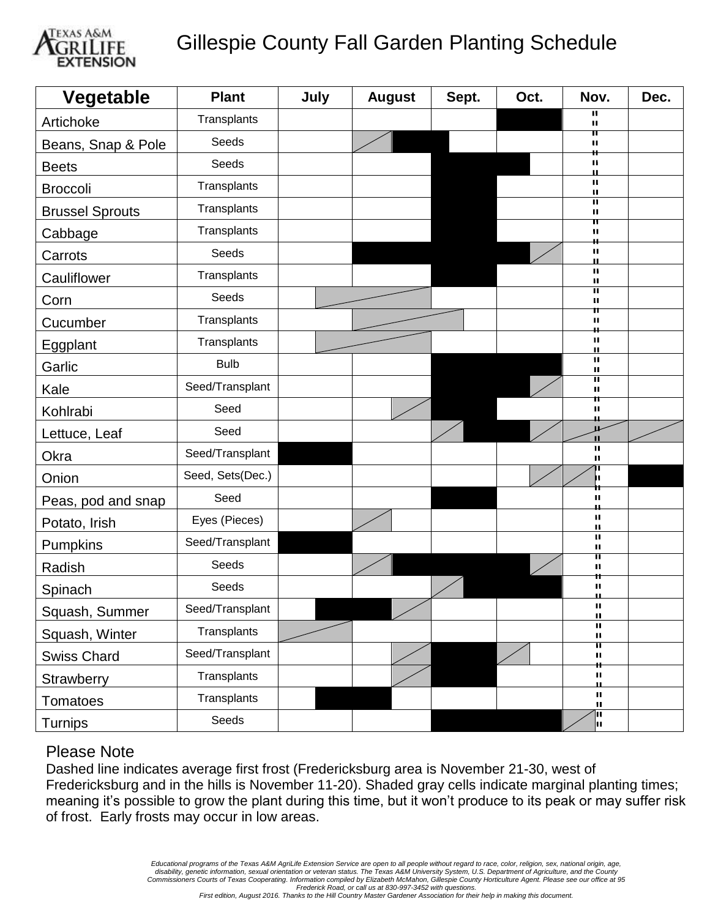# Gillespie County Fall Garden Planting Schedule

| Vegetable | Plant | July | August | Sept. | Oct. | Nov. | Dec. |
|---|---|---|---|---|---|---|---|
| Artichoke | Transplants | | | | | | |
| Beans, Snap & Pole | Seeds | | | | | | |
| Beets | Seeds | | | | | | |
| Broccoli | Transplants | | | | | | |
| Brussel Sprouts | Transplants | | | | | | |
| Cabbage | Transplants | | | | | | |
| Carrots | Seeds | | | | | | |
| Cauliflower | Transplants | | | | | | |
| Corn | Seeds | | | | | | |
| Cucumber | Transplants | | | | | | |
| Eggplant | Transplants | | | | | | |
| Garlic | Bulb | | | | | | |
| Kale | Seed/Transplant | | | | | | |
| Kohlrabi | Seed | | | | | | |
| Lettuce, Leaf | Seed | | | | | | |
| Okra | Seed/Transplant | | | | | | |
| Onion | Seed, Sets(Dec.) | | | | | | |
| Peas, pod and snap | Seed | | | | | | |
| Potato, Irish | Eyes (Pieces) | | | | | | |
| Pumpkins | Seed/Transplant | | | | | | |
| Radish | Seeds | | | | | | |
| Spinach | Seeds | | | | | | |
| Squash, Summer | Seed/Transplant | | | | | | |
| Squash, Winter | Transplants | | | | | | |
| Swiss Chard | Seed/Transplant | | | | | | |
| Strawberry | Transplants | | | | | | |
| Tomatoes | Transplants | | | | | | |
| Turnips | Seeds | | | | | | |

Please Note

Dashed line indicates average first frost (Fredericksburg area is November 21-30, west of Fredericksburg and in the hills is November 11-20). Shaded gray cells indicate marginal planting times; meaning it's possible to grow the plant during this time, but it won't produce to its peak or may suffer risk of frost. Early frosts may occur in low areas.

*Educational programs of the Texas A&M AgriLife Extension Service are open to all people without regard to race, color, religion, sex, national origin, age, disability, genetic information, sexual orientation or veteran status. The Texas A&M University System, U.S. Department of Agriculture, and the County Commissioners Courts of Texas Cooperating. Information compiled by Elizabeth McMahon, Gillespie County Horticulture Agent. Please see our office at 95 Frederick Road, or call us at 830-997-3452 with questions.*

*First edition, August 2016. Thanks to the Hill Country Master Gardener Association for their help in making this document.*